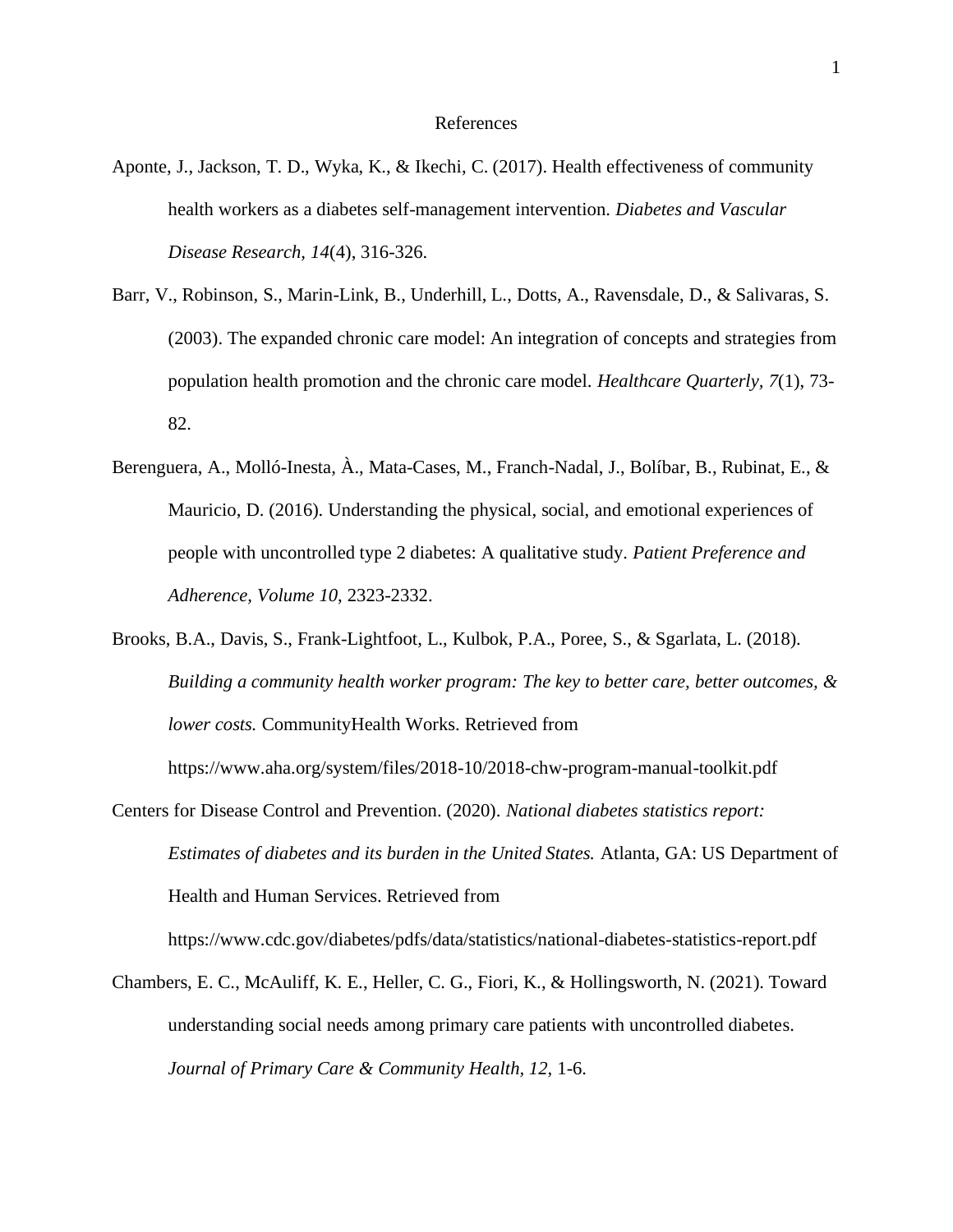# References

Aponte, J., Jackson, T. D., Wyka, K., & Ikechi, C. (2017). Health effectiveness of community health workers as a diabetes self-management intervention. *Diabetes and Vascular Disease Research, 14*(4), 316-326.

Barr, V., Robinson, S., Marin-Link, B., Underhill, L., Dotts, A., Ravensdale, D., & Salivaras, S. (2003). The expanded chronic care model: An integration of concepts and strategies from population health promotion and the chronic care model. *Healthcare Quarterly, 7*(1), 73-82.

Berenguera, A., Molló-Inesta, À., Mata-Cases, M., Franch-Nadal, J., Bolíbar, B., Rubinat, E., & Mauricio, D. (2016). Understanding the physical, social, and emotional experiences of people with uncontrolled type 2 diabetes: A qualitative study. *Patient Preference and Adherence, Volume 10*, 2323-2332.

Brooks, B.A., Davis, S., Frank-Lightfoot, L., Kulbok, P.A., Poree, S., & Sgarlata, L. (2018). *Building a community health worker program: The key to better care, better outcomes, & lower costs.* CommunityHealth Works. Retrieved from https://www.aha.org/system/files/2018-10/2018-chw-program-manual-toolkit.pdf

Centers for Disease Control and Prevention. (2020). *National diabetes statistics report: Estimates of diabetes and its burden in the United States.* Atlanta, GA: US Department of Health and Human Services. Retrieved from https://www.cdc.gov/diabetes/pdfs/data/statistics/national-diabetes-statistics-report.pdf

Chambers, E. C., McAuliff, K. E., Heller, C. G., Fiori, K., & Hollingsworth, N. (2021). Toward understanding social needs among primary care patients with uncontrolled diabetes. *Journal of Primary Care & Community Health, 12,* 1-6.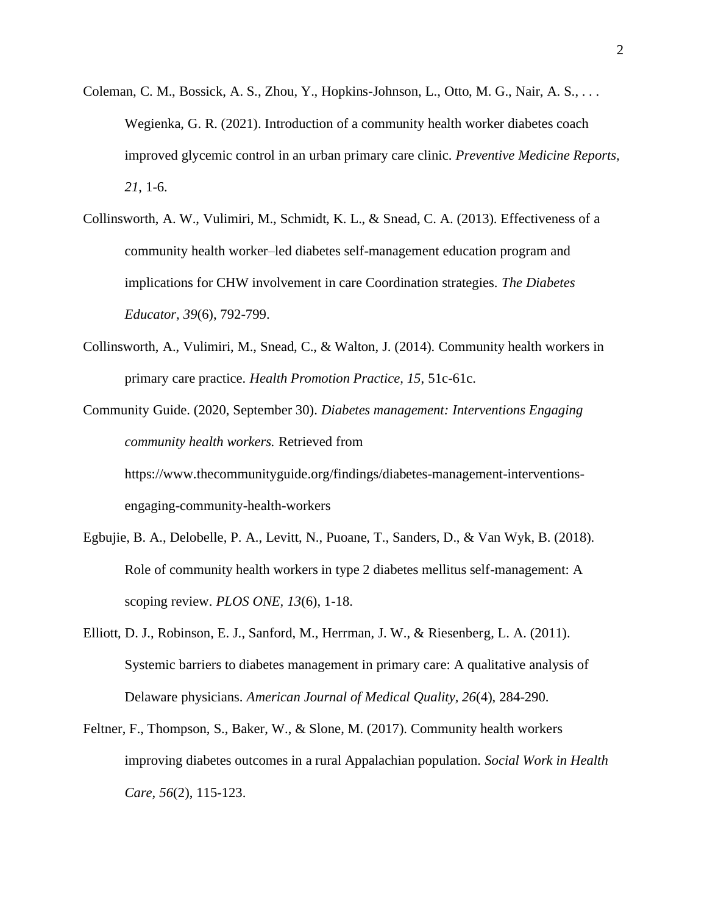Coleman, C. M., Bossick, A. S., Zhou, Y., Hopkins-Johnson, L., Otto, M. G., Nair, A. S., . . . Wegienka, G. R. (2021). Introduction of a community health worker diabetes coach improved glycemic control in an urban primary care clinic. *Preventive Medicine Reports*, *21*, 1-6.

Collinsworth, A. W., Vulimiri, M., Schmidt, K. L., & Snead, C. A. (2013). Effectiveness of a community health worker–led diabetes self-management education program and implications for CHW involvement in care Coordination strategies. *The Diabetes Educator, 39*(6), 792-799.

Collinsworth, A., Vulimiri, M., Snead, C., & Walton, J. (2014). Community health workers in primary care practice. *Health Promotion Practice, 15*, 51c-61c.

Community Guide. (2020, September 30). *Diabetes management: Interventions Engaging community health workers.* Retrieved from https://www.thecommunityguide.org/findings/diabetes-management-interventions-engaging-community-health-workers

Egbujie, B. A., Delobelle, P. A., Levitt, N., Puoane, T., Sanders, D., & Van Wyk, B. (2018). Role of community health workers in type 2 diabetes mellitus self-management: A scoping review. *PLOS ONE, 13*(6), 1-18.

Elliott, D. J., Robinson, E. J., Sanford, M., Herrman, J. W., & Riesenberg, L. A. (2011). Systemic barriers to diabetes management in primary care: A qualitative analysis of Delaware physicians. *American Journal of Medical Quality, 26*(4), 284-290.

Feltner, F., Thompson, S., Baker, W., & Slone, M. (2017). Community health workers improving diabetes outcomes in a rural Appalachian population. *Social Work in Health Care, 56*(2), 115-123.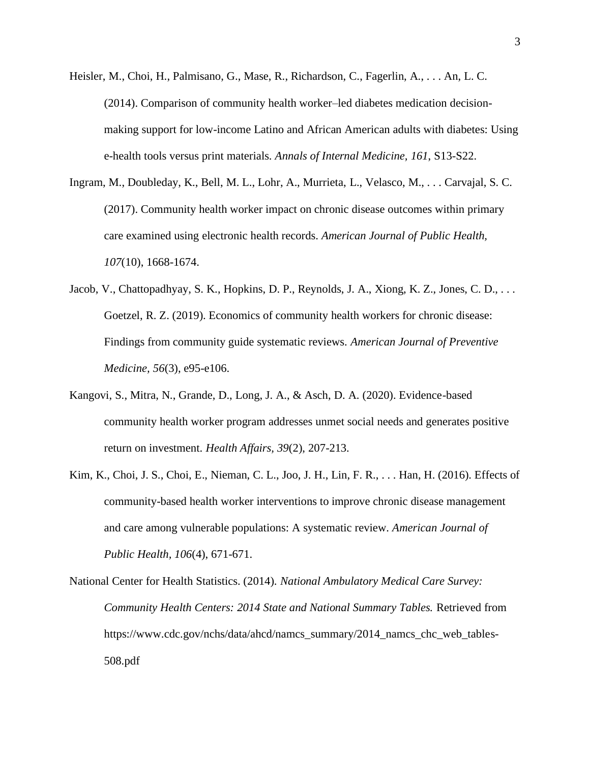Heisler, M., Choi, H., Palmisano, G., Mase, R., Richardson, C., Fagerlin, A., . . . An, L. C. (2014). Comparison of community health worker–led diabetes medication decision-making support for low-income Latino and African American adults with diabetes: Using e-health tools versus print materials. *Annals of Internal Medicine, 161*, S13-S22.

Ingram, M., Doubleday, K., Bell, M. L., Lohr, A., Murrieta, L., Velasco, M., . . . Carvajal, S. C. (2017). Community health worker impact on chronic disease outcomes within primary care examined using electronic health records. *American Journal of Public Health, 107*(10), 1668-1674.

Jacob, V., Chattopadhyay, S. K., Hopkins, D. P., Reynolds, J. A., Xiong, K. Z., Jones, C. D., . . . Goetzel, R. Z. (2019). Economics of community health workers for chronic disease: Findings from community guide systematic reviews. *American Journal of Preventive Medicine, 56*(3), e95-e106.

Kangovi, S., Mitra, N., Grande, D., Long, J. A., & Asch, D. A. (2020). Evidence-based community health worker program addresses unmet social needs and generates positive return on investment. *Health Affairs, 39*(2), 207-213.

Kim, K., Choi, J. S., Choi, E., Nieman, C. L., Joo, J. H., Lin, F. R., . . . Han, H. (2016). Effects of community-based health worker interventions to improve chronic disease management and care among vulnerable populations: A systematic review. *American Journal of Public Health, 106*(4), 671-671.

National Center for Health Statistics. (2014). *National Ambulatory Medical Care Survey: Community Health Centers: 2014 State and National Summary Tables.* Retrieved from https://www.cdc.gov/nchs/data/ahcd/namcs_summary/2014_namcs_chc_web_tables-508.pdf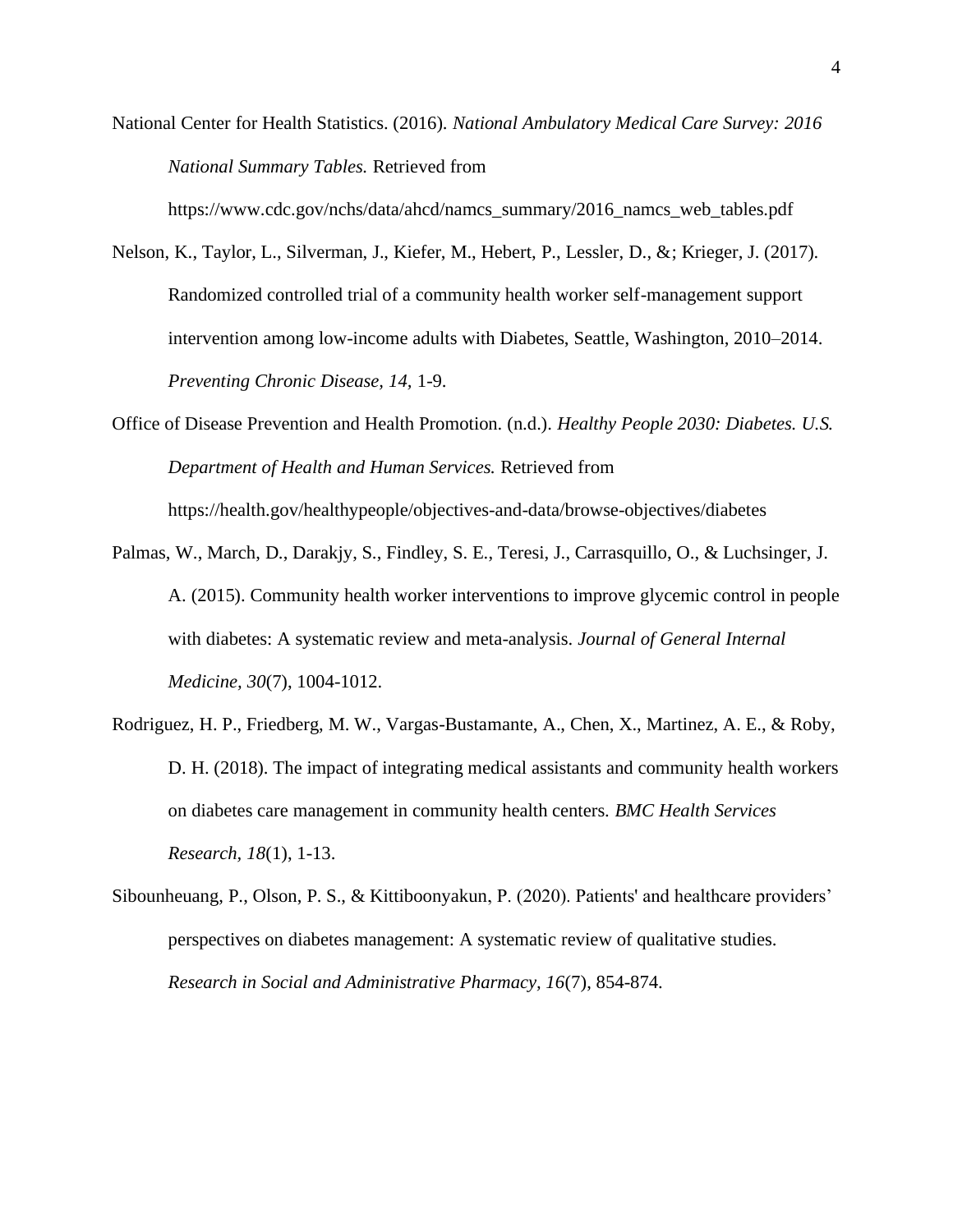National Center for Health Statistics. (2016). *National Ambulatory Medical Care Survey: 2016 National Summary Tables.* Retrieved from https://www.cdc.gov/nchs/data/ahcd/namcs_summary/2016_namcs_web_tables.pdf

Nelson, K., Taylor, L., Silverman, J., Kiefer, M., Hebert, P., Lessler, D., &; Krieger, J. (2017). Randomized controlled trial of a community health worker self-management support intervention among low-income adults with Diabetes, Seattle, Washington, 2010–2014. *Preventing Chronic Disease, 14*, 1-9.

Office of Disease Prevention and Health Promotion. (n.d.). *Healthy People 2030: Diabetes. U.S. Department of Health and Human Services.* Retrieved from https://health.gov/healthypeople/objectives-and-data/browse-objectives/diabetes

Palmas, W., March, D., Darakjy, S., Findley, S. E., Teresi, J., Carrasquillo, O., & Luchsinger, J. A. (2015). Community health worker interventions to improve glycemic control in people with diabetes: A systematic review and meta-analysis. *Journal of General Internal Medicine, 30*(7), 1004-1012.

Rodriguez, H. P., Friedberg, M. W., Vargas-Bustamante, A., Chen, X., Martinez, A. E., & Roby, D. H. (2018). The impact of integrating medical assistants and community health workers on diabetes care management in community health centers. *BMC Health Services Research, 18*(1), 1-13.

Sibounheuang, P., Olson, P. S., & Kittiboonyakun, P. (2020). Patients' and healthcare providers' perspectives on diabetes management: A systematic review of qualitative studies. *Research in Social and Administrative Pharmacy, 16*(7), 854-874.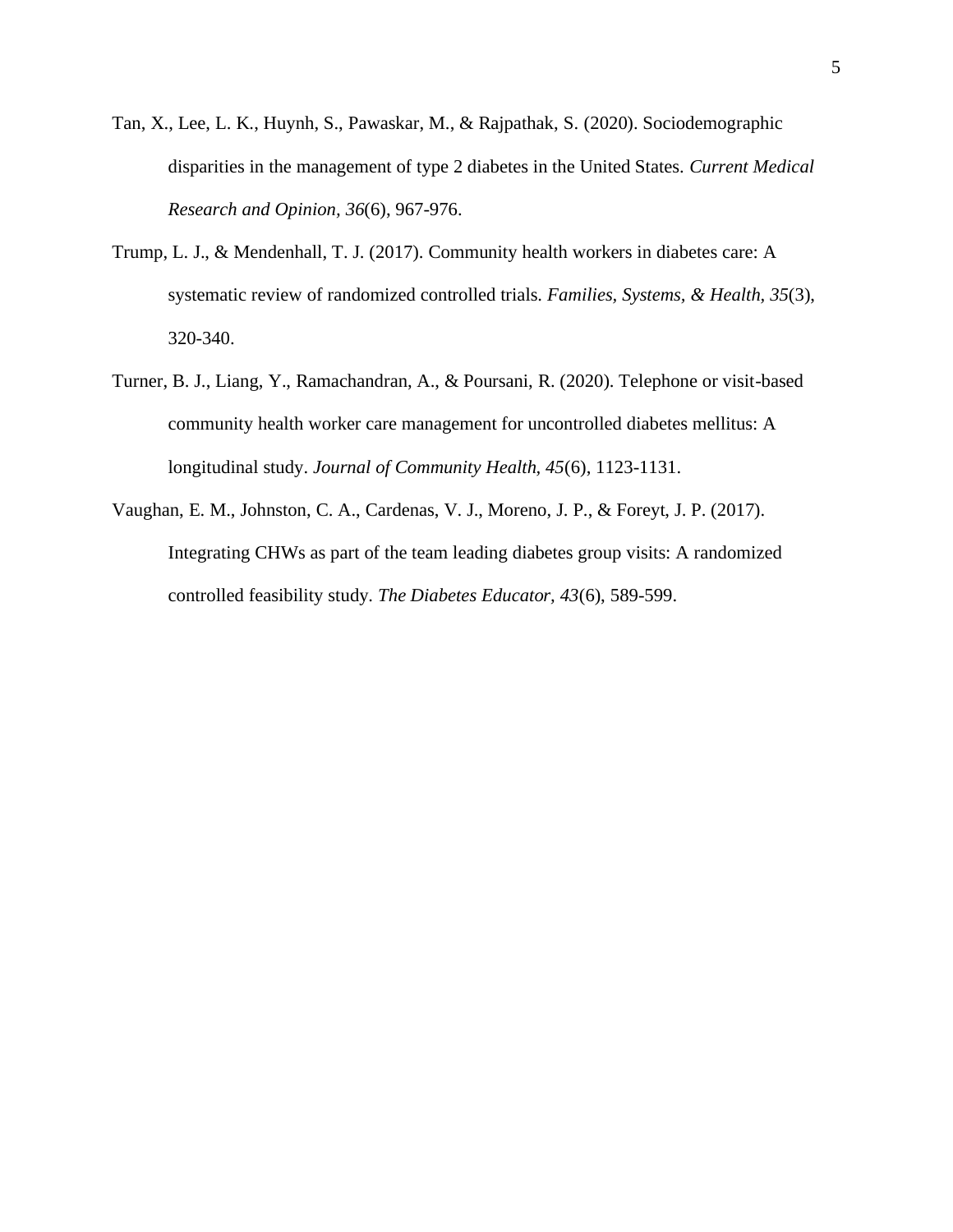Tan, X., Lee, L. K., Huynh, S., Pawaskar, M., & Rajpathak, S. (2020). Sociodemographic disparities in the management of type 2 diabetes in the United States. *Current Medical Research and Opinion, 36*(6), 967-976.

Trump, L. J., & Mendenhall, T. J. (2017). Community health workers in diabetes care: A systematic review of randomized controlled trials. *Families, Systems, & Health, 35*(3), 320-340.

Turner, B. J., Liang, Y., Ramachandran, A., & Poursani, R. (2020). Telephone or visit-based community health worker care management for uncontrolled diabetes mellitus: A longitudinal study. *Journal of Community Health, 45*(6), 1123-1131.

Vaughan, E. M., Johnston, C. A., Cardenas, V. J., Moreno, J. P., & Foreyt, J. P. (2017). Integrating CHWs as part of the team leading diabetes group visits: A randomized controlled feasibility study. *The Diabetes Educator, 43*(6), 589-599.